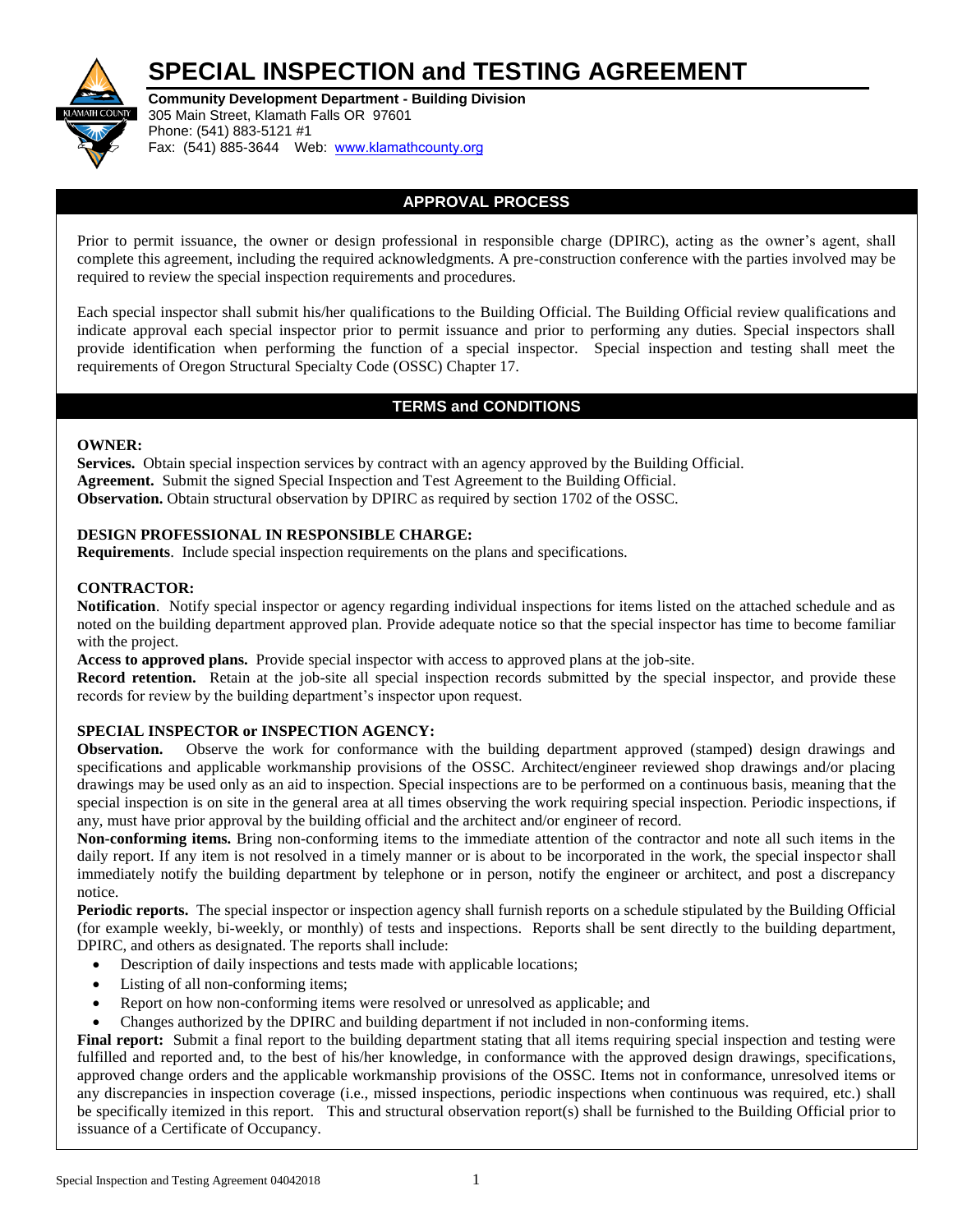# SPECIAL INSPECTION and TESTING AGREEMENT

**Community Development Department - Building Division**
305 Main Street, Klamath Falls OR 97601
Phone: (541) 883-5121 #1
Fax: (541) 885-3644 Web: www.klamathcounty.org

## APPROVAL PROCESS

Prior to permit issuance, the owner or design professional in responsible charge (DPIRC), acting as the owner's agent, shall complete this agreement, including the required acknowledgments. A pre-construction conference with the parties involved may be required to review the special inspection requirements and procedures.

Each special inspector shall submit his/her qualifications to the Building Official. The Building Official review qualifications and indicate approval each special inspector prior to permit issuance and prior to performing any duties. Special inspectors shall provide identification when performing the function of a special inspector. Special inspection and testing shall meet the requirements of Oregon Structural Specialty Code (OSSC) Chapter 17.

## TERMS and CONDITIONS

**OWNER:**
**Services.** Obtain special inspection services by contract with an agency approved by the Building Official.
**Agreement.** Submit the signed Special Inspection and Test Agreement to the Building Official.
**Observation.** Obtain structural observation by DPIRC as required by section 1702 of the OSSC.

**DESIGN PROFESSIONAL IN RESPONSIBLE CHARGE:**
**Requirements**. Include special inspection requirements on the plans and specifications.

**CONTRACTOR:**
**Notification**. Notify special inspector or agency regarding individual inspections for items listed on the attached schedule and as noted on the building department approved plan. Provide adequate notice so that the special inspector has time to become familiar with the project.
**Access to approved plans.** Provide special inspector with access to approved plans at the job-site.
**Record retention.** Retain at the job-site all special inspection records submitted by the special inspector, and provide these records for review by the building department's inspector upon request.

**SPECIAL INSPECTOR or INSPECTION AGENCY:**
**Observation.** Observe the work for conformance with the building department approved (stamped) design drawings and specifications and applicable workmanship provisions of the OSSC. Architect/engineer reviewed shop drawings and/or placing drawings may be used only as an aid to inspection. Special inspections are to be performed on a continuous basis, meaning that the special inspection is on site in the general area at all times observing the work requiring special inspection. Periodic inspections, if any, must have prior approval by the building official and the architect and/or engineer of record.
**Non-conforming items.** Bring non-conforming items to the immediate attention of the contractor and note all such items in the daily report. If any item is not resolved in a timely manner or is about to be incorporated in the work, the special inspector shall immediately notify the building department by telephone or in person, notify the engineer or architect, and post a discrepancy notice.
**Periodic reports.** The special inspector or inspection agency shall furnish reports on a schedule stipulated by the Building Official (for example weekly, bi-weekly, or monthly) of tests and inspections. Reports shall be sent directly to the building department, DPIRC, and others as designated. The reports shall include:

- Description of daily inspections and tests made with applicable locations;
- Listing of all non-conforming items;
- Report on how non-conforming items were resolved or unresolved as applicable; and
- Changes authorized by the DPIRC and building department if not included in non-conforming items.

**Final report:** Submit a final report to the building department stating that all items requiring special inspection and testing were fulfilled and reported and, to the best of his/her knowledge, in conformance with the approved design drawings, specifications, approved change orders and the applicable workmanship provisions of the OSSC. Items not in conformance, unresolved items or any discrepancies in inspection coverage (i.e., missed inspections, periodic inspections when continuous was required, etc.) shall be specifically itemized in this report. This and structural observation report(s) shall be furnished to the Building Official prior to issuance of a Certificate of Occupancy.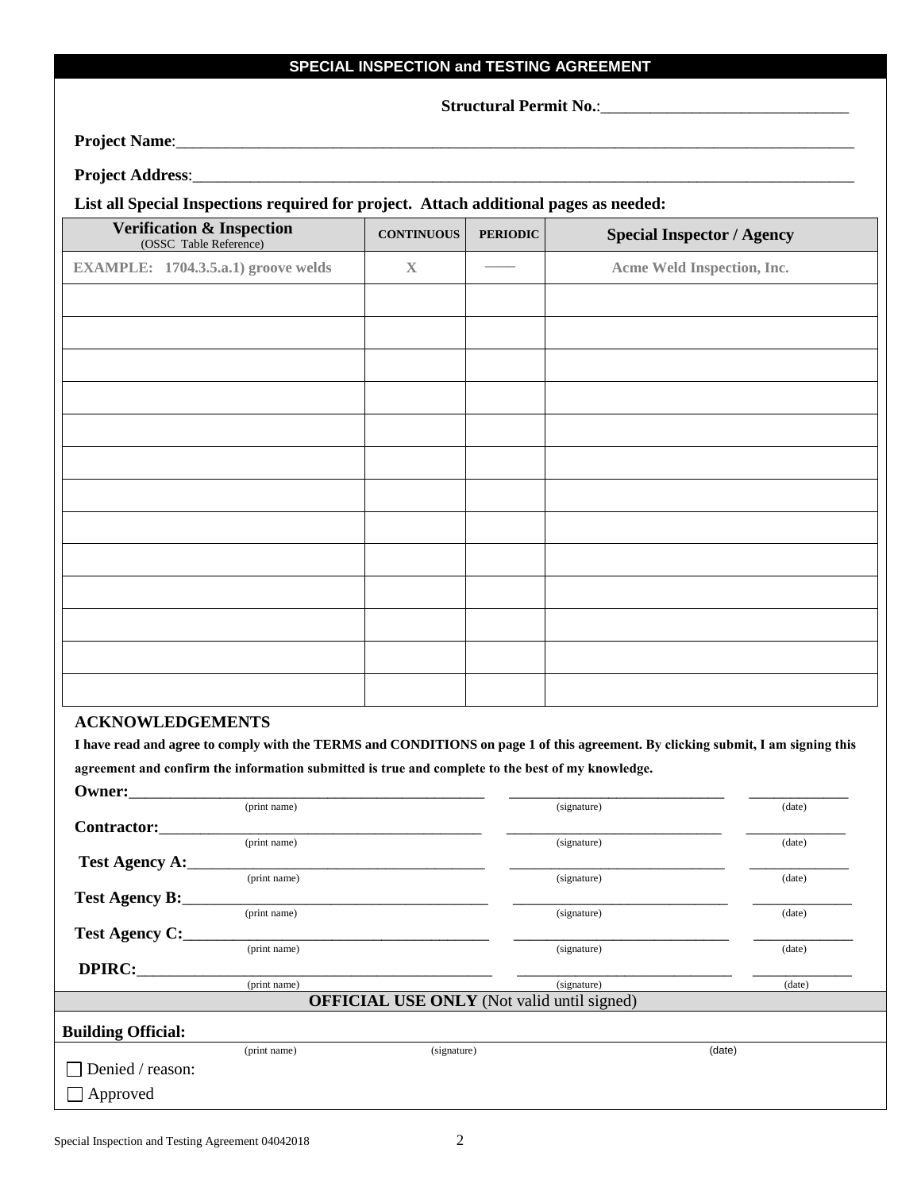## SPECIAL INSPECTION and TESTING AGREEMENT

**Structural Permit No.**:______________________________

**Project Name**:________________________________________________________________________________

**Project Address**:______________________________________________________________________________

**List all Special Inspections required for project. Attach additional pages as needed:**

| Verification & Inspection (OSSC Table Reference) | CONTINUOUS | PERIODIC | Special Inspector / Agency |
|---|---|---|---|
| EXAMPLE: 1704.3.5.a.1) groove welds | X | —— | Acme Weld Inspection, Inc. |
| | | | |
| | | | |
| | | | |
| | | | |
| | | | |
| | | | |
| | | | |
| | | | |
| | | | |
| | | | |
| | | | |
| | | | |
| | | | |

### ACKNOWLEDGEMENTS

**I have read and agree to comply with the TERMS and CONDITIONS on page 1 of this agreement. By clicking submit, I am signing this agreement and confirm the information submitted is true and complete to the best of my knowledge.**

**Owner:**______________________________________________ ____________________________ _____________
(print name) (signature) (date)

**Contractor:**__________________________________________ ____________________________ _____________
(print name) (signature) (date)

**Test Agency A:**_______________________________________ ____________________________ _____________
(print name) (signature) (date)

**Test Agency B:**_______________________________________ ____________________________ _____________
(print name) (signature) (date)

**Test Agency C:**_______________________________________ ____________________________ _____________
(print name) (signature) (date)

**DPIRC:**______________________________________________ ____________________________ _____________
(print name) (signature) (date)

**OFFICIAL USE ONLY** (Not valid until signed)

**Building Official:**
(print name) (signature) (date)

☐ Denied / reason:

☐ Approved

Special Inspection and Testing Agreement 04042018